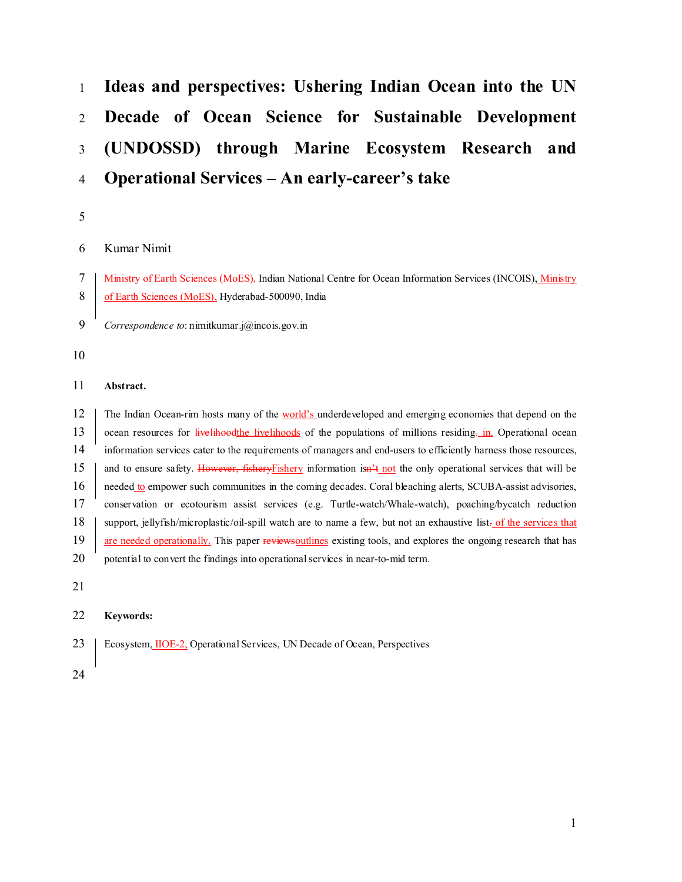# Ideas and perspectives: Ushering Indian Ocean into the UN Decade of Ocean Science for Sustainable Development (UNDOSSD) through Marine Ecosystem Research and Operational Services – An early-career's take

Kumar Nimit

Ministry of Earth Sciences (MoES), Indian National Centre for Ocean Information Services (INCOIS), Ministry of Earth Sciences (MoES), Hyderabad-500090, India

*Correspondence to*: nimitkumar.j@incois.gov.in

**Abstract.**

The Indian Ocean-rim hosts many of the world's underdeveloped and emerging economies that depend on the ocean resources for livelihoodthe livelihoods of the populations of millions residing. in. Operational ocean information services cater to the requirements of managers and end-users to efficiently harness those resources, and to ensure safety. However, fisheryFishery information isn't not the only operational services that will be needed to empower such communities in the coming decades. Coral bleaching alerts, SCUBA-assist advisories, conservation or ecotourism assist services (e.g. Turtle-watch/Whale-watch), poaching/bycatch reduction support, jellyfish/microplastic/oil-spill watch are to name a few, but not an exhaustive list. of the services that are needed operationally. This paper reviewsoutlines existing tools, and explores the ongoing research that has potential to convert the findings into operational services in near-to-mid term.

**Keywords:**

Ecosystem, IIOE-2, Operational Services, UN Decade of Ocean, Perspectives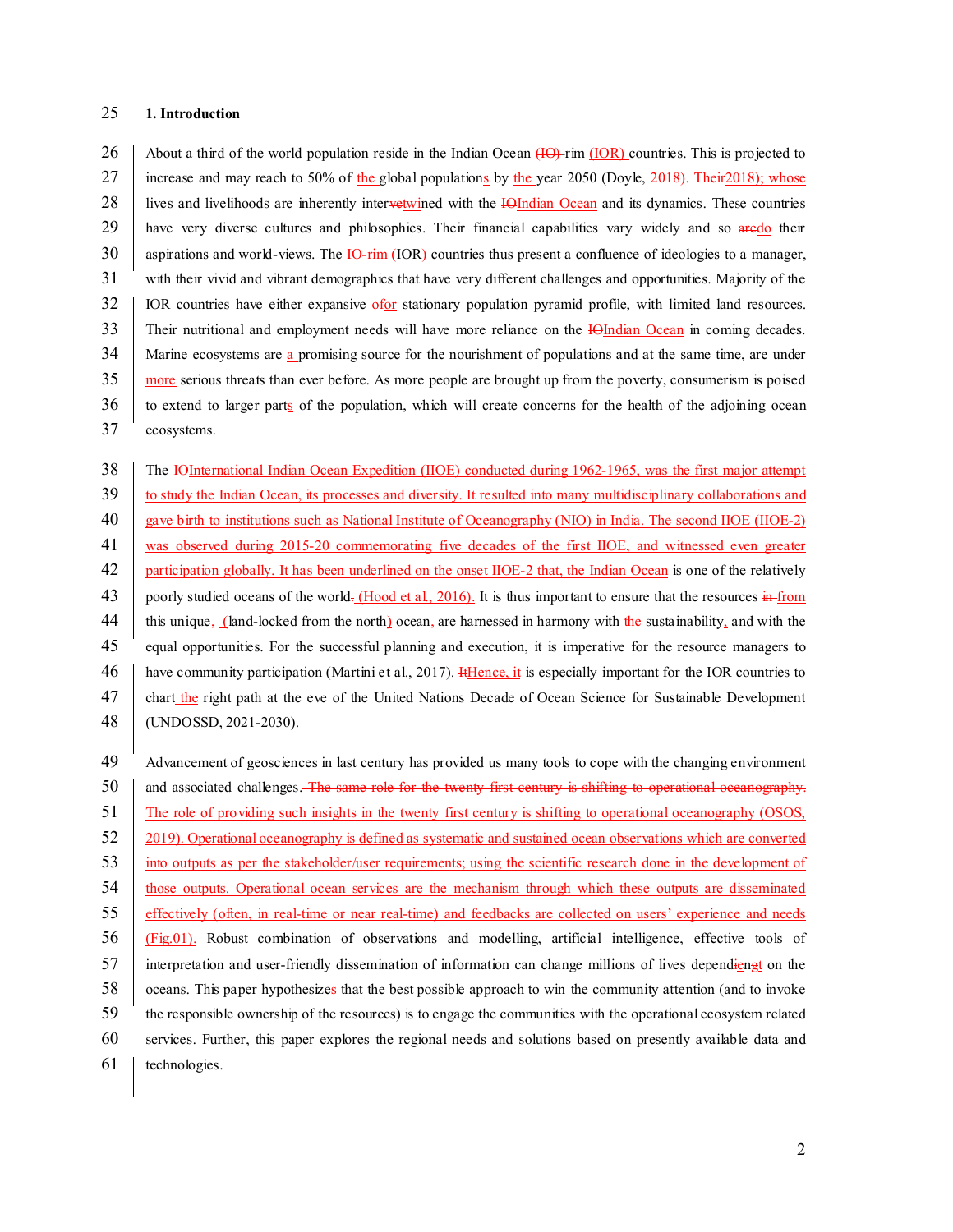**1. Introduction**

About a third of the world population reside in the Indian Ocean ~~(IO)-~~rim (IOR) countries. This is projected to increase and may reach to 50% of the global populations by the year 2050 (Doyle, ~~2018). Their~~2018); whose lives and livelihoods are inherently inter~~ve~~twined with the ~~IO~~Indian Ocean and its dynamics. These countries have very diverse cultures and philosophies. Their financial capabilities vary widely and so ~~are~~do their aspirations and world-views. The ~~IO-rim (~~IOR~~)~~ countries thus present a confluence of ideologies to a manager, with their vivid and vibrant demographics that have very different challenges and opportunities. Majority of the IOR countries have either expansive ~~of~~or stationary population pyramid profile, with limited land resources. Their nutritional and employment needs will have more reliance on the ~~IO~~Indian Ocean in coming decades. Marine ecosystems are a promising source for the nourishment of populations and at the same time, are under more serious threats than ever before. As more people are brought up from the poverty, consumerism is poised to extend to larger parts of the population, which will create concerns for the health of the adjoining ocean ecosystems.

The ~~IO~~International Indian Ocean Expedition (IIOE) conducted during 1962-1965, was the first major attempt to study the Indian Ocean, its processes and diversity. It resulted into many multidisciplinary collaborations and gave birth to institutions such as National Institute of Oceanography (NIO) in India. The second IIOE (IIOE-2) was observed during 2015-20 commemorating five decades of the first IIOE, and witnessed even greater participation globally. It has been underlined on the onset IIOE-2 that, the Indian Ocean is one of the relatively poorly studied oceans of the world~~.~~ (Hood et al., 2016). It is thus important to ensure that the resources ~~in~~ from this unique~~,~~ (land-locked from the north) ocean~~,~~ are harnessed in harmony with ~~the~~ sustainability, and with the equal opportunities. For the successful planning and execution, it is imperative for the resource managers to have community participation (Martini et al., 2017). ~~It~~Hence, it is especially important for the IOR countries to chart the right path at the eve of the United Nations Decade of Ocean Science for Sustainable Development (UNDOSSD, 2021-2030).

Advancement of geosciences in last century has provided us many tools to cope with the changing environment and associated challenges. ~~The same role for the twenty first century is shifting to operational oceanography.~~ The role of providing such insights in the twenty first century is shifting to operational oceanography (OSOS, 2019). Operational oceanography is defined as systematic and sustained ocean observations which are converted into outputs as per the stakeholder/user requirements; using the scientific research done in the development of those outputs. Operational ocean services are the mechanism through which these outputs are disseminated effectively (often, in real-time or near real-time) and feedbacks are collected on users' experience and needs (Fig.01). Robust combination of observations and modelling, artificial intelligence, effective tools of interpretation and user-friendly dissemination of information can change millions of lives depend~~i~~en~~g~~t on the oceans. This paper hypothesizes that the best possible approach to win the community attention (and to invoke the responsible ownership of the resources) is to engage the communities with the operational ecosystem related services. Further, this paper explores the regional needs and solutions based on presently available data and technologies.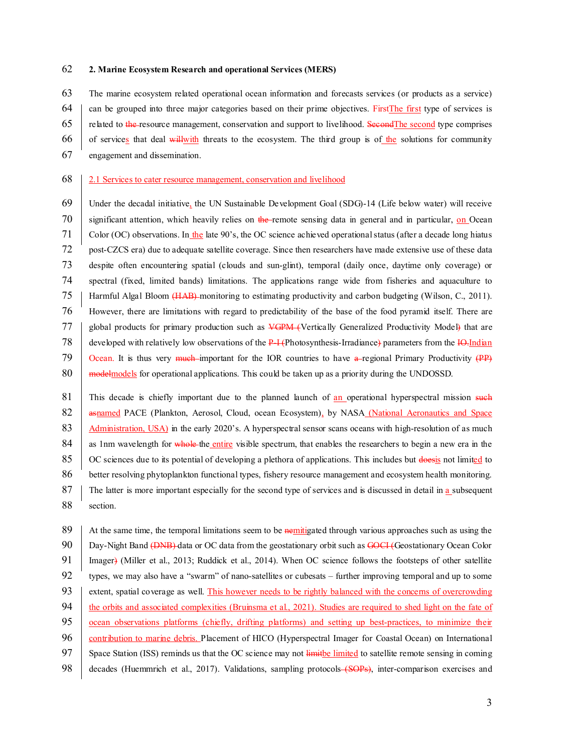## 2. Marine Ecosystem Research and operational Services (MERS)

The marine ecosystem related operational ocean information and forecasts services (or products as a service) can be grouped into three major categories based on their prime objectives. The first type of services is related to resource management, conservation and support to livelihood. The second type comprises of services that deal with threats to the ecosystem. The third group is of the solutions for community engagement and dissemination.

### 2.1 Services to cater resource management, conservation and livelihood

Under the decadal initiative, the UN Sustainable Development Goal (SDG)-14 (Life below water) will receive significant attention, which heavily relies on remote sensing data in general and in particular, on Ocean Color (OC) observations. In the late 90's, the OC science achieved operational status (after a decade long hiatus post-CZCS era) due to adequate satellite coverage. Since then researchers have made extensive use of these data despite often encountering spatial (clouds and sun-glint), temporal (daily once, daytime only coverage) or spectral (fixed, limited bands) limitations. The applications range wide from fisheries and aquaculture to Harmful Algal Bloom monitoring to estimating productivity and carbon budgeting (Wilson, C., 2011). However, there are limitations with regard to predictability of the base of the food pyramid itself. There are global products for primary production such as Vertically Generalized Productivity Model that are developed with relatively low observations of the Photosynthesis-Irradiance parameters from the Indian Ocean. It is thus very important for the IOR countries to have regional Primary Productivity models for operational applications. This could be taken up as a priority during the UNDOSSD.

This decade is chiefly important due to the planned launch of an operational hyperspectral mission named PACE (Plankton, Aerosol, Cloud, ocean Ecosystem), by NASA (National Aeronautics and Space Administration, USA) in the early 2020's. A hyperspectral sensor scans oceans with high-resolution of as much as 1nm wavelength for the entire visible spectrum, that enables the researchers to begin a new era in the OC sciences due to its potential of developing a plethora of applications. This includes but is not limited to better resolving phytoplankton functional types, fishery resource management and ecosystem health monitoring. The latter is more important especially for the second type of services and is discussed in detail in a subsequent section.

At the same time, the temporal limitations seem to be mitigated through various approaches such as using the Day-Night Band data or OC data from the geostationary orbit such as Geostationary Ocean Color Imager (Miller et al., 2013; Ruddick et al., 2014). When OC science follows the footsteps of other satellite types, we may also have a "swarm" of nano-satellites or cubesats – further improving temporal and up to some extent, spatial coverage as well. This however needs to be rightly balanced with the concerns of overcrowding the orbits and associated complexities (Bruinsma et al., 2021). Studies are required to shed light on the fate of ocean observations platforms (chiefly, drifting platforms) and setting up best-practices, to minimize their contribution to marine debris. Placement of HICO (Hyperspectral Imager for Coastal Ocean) on International Space Station (ISS) reminds us that the OC science may not be limited to satellite remote sensing in coming decades (Huemmrich et al., 2017). Validations, sampling protocols, inter-comparison exercises and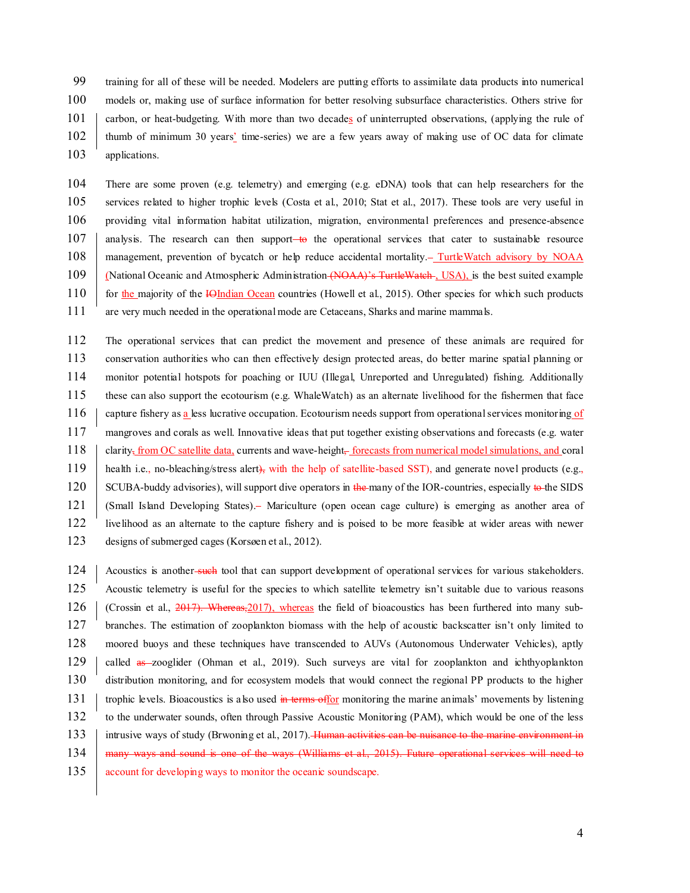training for all of these will be needed. Modelers are putting efforts to assimilate data products into numerical models or, making use of surface information for better resolving subsurface characteristics. Others strive for carbon, or heat-budgeting. With more than two decades of uninterrupted observations, (applying the rule of thumb of minimum 30 years' time-series) we are a few years away of making use of OC data for climate applications.

There are some proven (e.g. telemetry) and emerging (e.g. eDNA) tools that can help researchers for the services related to higher trophic levels (Costa et al., 2010; Stat et al., 2017). These tools are very useful in providing vital information habitat utilization, migration, environmental preferences and presence-absence analysis. The research can then support ~~to~~ the operational services that cater to sustainable resource management, prevention of bycatch or help reduce accidental mortality. ~~–~~ TurtleWatch advisory by NOAA (National Oceanic and Atmospheric Administration ~~(NOAA)'s TurtleWatch~~ , USA), is the best suited example for the majority of the ~~IO~~Indian Ocean countries (Howell et al., 2015). Other species for which such products are very much needed in the operational mode are Cetaceans, Sharks and marine mammals.

The operational services that can predict the movement and presence of these animals are required for conservation authorities who can then effectively design protected areas, do better marine spatial planning or monitor potential hotspots for poaching or IUU (Illegal, Unreported and Unregulated) fishing. Additionally these can also support the ecotourism (e.g. WhaleWatch) as an alternate livelihood for the fishermen that face capture fishery as a less lucrative occupation. Ecotourism needs support from operational services monitoring of mangroves and corals as well. Innovative ideas that put together existing observations and forecasts (e.g. water clarity~~,~~ from OC satellite data, currents and wave-height~~,~~ forecasts from numerical model simulations, and coral health i.e., no-bleaching/stress alert~~),~~ with the help of satellite-based SST), and generate novel products (e.g., SCUBA-buddy advisories), will support dive operators in ~~the~~ many of the IOR-countries, especially ~~to~~ the SIDS (Small Island Developing States). ~~–~~ Mariculture (open ocean cage culture) is emerging as another area of livelihood as an alternate to the capture fishery and is poised to be more feasible at wider areas with newer designs of submerged cages (Korsøen et al., 2012).

Acoustics is another ~~such~~ tool that can support development of operational services for various stakeholders. Acoustic telemetry is useful for the species to which satellite telemetry isn't suitable due to various reasons (Crossin et al., ~~2017). Whereas,~~2017), whereas the field of bioacoustics has been furthered into many sub-branches. The estimation of zooplankton biomass with the help of acoustic backscatter isn't only limited to moored buoys and these techniques have transcended to AUVs (Autonomous Underwater Vehicles), aptly called ~~as~~ zooglider (Ohman et al., 2019). Such surveys are vital for zooplankton and ichthyoplankton distribution monitoring, and for ecosystem models that would connect the regional PP products to the higher trophic levels. Bioacoustics is also used ~~in terms of~~for monitoring the marine animals' movements by listening to the underwater sounds, often through Passive Acoustic Monitoring (PAM), which would be one of the less intrusive ways of study (Brwoning et al., 2017). ~~Human activities can be nuisance to the marine environment in many ways and sound is one of the ways (Williams et al., 2015). Future operational services will need to~~ account for developing ways to monitor the oceanic soundscape.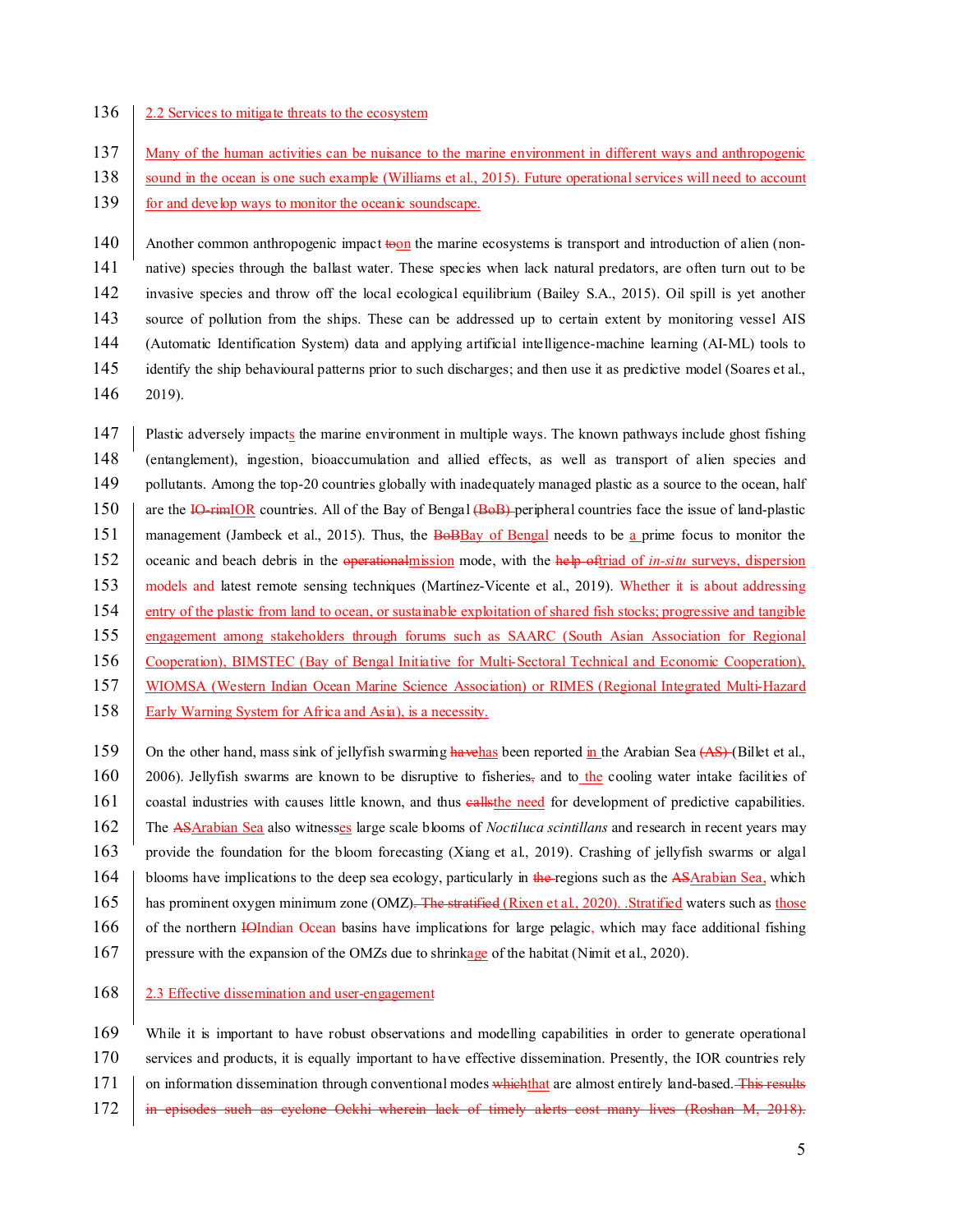### 2.2 Services to mitigate threats to the ecosystem

Many of the human activities can be nuisance to the marine environment in different ways and anthropogenic sound in the ocean is one such example (Williams et al., 2015). Future operational services will need to account for and develop ways to monitor the oceanic soundscape.

Another common anthropogenic impact ~~to~~on the marine ecosystems is transport and introduction of alien (non-native) species through the ballast water. These species when lack natural predators, are often turn out to be invasive species and throw off the local ecological equilibrium (Bailey S.A., 2015). Oil spill is yet another source of pollution from the ships. These can be addressed up to certain extent by monitoring vessel AIS (Automatic Identification System) data and applying artificial intelligence-machine learning (AI-ML) tools to identify the ship behavioural patterns prior to such discharges; and then use it as predictive model (Soares et al., 2019).

Plastic adversely impacts the marine environment in multiple ways. The known pathways include ghost fishing (entanglement), ingestion, bioaccumulation and allied effects, as well as transport of alien species and pollutants. Among the top-20 countries globally with inadequately managed plastic as a source to the ocean, half are the ~~IO-rim~~IOR countries. All of the Bay of Bengal ~~(BoB)~~ peripheral countries face the issue of land-plastic management (Jambeck et al., 2015). Thus, the ~~BoB~~Bay of Bengal needs to be a prime focus to monitor the oceanic and beach debris in the ~~operational~~mission mode, with the ~~help of~~triad of *in-situ* surveys, dispersion models and latest remote sensing techniques (Martínez-Vicente et al., 2019). Whether it is about addressing entry of the plastic from land to ocean, or sustainable exploitation of shared fish stocks; progressive and tangible engagement among stakeholders through forums such as SAARC (South Asian Association for Regional Cooperation), BIMSTEC (Bay of Bengal Initiative for Multi-Sectoral Technical and Economic Cooperation), WIOMSA (Western Indian Ocean Marine Science Association) or RIMES (Regional Integrated Multi-Hazard Early Warning System for Africa and Asia), is a necessity.

On the other hand, mass sink of jellyfish swarming ~~have~~has been reported in the Arabian Sea ~~(AS)~~ (Billet et al., 2006). Jellyfish swarms are known to be disruptive to fisheries~~,~~ and to the cooling water intake facilities of coastal industries with causes little known, and thus ~~calls~~the need for development of predictive capabilities. The ~~AS~~Arabian Sea also witnesses large scale blooms of *Noctiluca scintillans* and research in recent years may provide the foundation for the bloom forecasting (Xiang et al., 2019). Crashing of jellyfish swarms or algal blooms have implications to the deep sea ecology, particularly in ~~the~~ regions such as the ~~AS~~Arabian Sea, which has prominent oxygen minimum zone (OMZ)~~. The stratified~~ (Rixen et al., 2020). .Stratified waters such as those of the northern ~~IO~~Indian Ocean basins have implications for large pelagic, which may face additional fishing pressure with the expansion of the OMZs due to shrinkage of the habitat (Nimit et al., 2020).

### 2.3 Effective dissemination and user-engagement

While it is important to have robust observations and modelling capabilities in order to generate operational services and products, it is equally important to have effective dissemination. Presently, the IOR countries rely on information dissemination through conventional modes ~~which~~that are almost entirely land-based.~~ This results in episodes such as cyclone Ockhi wherein lack of timely alerts cost many lives (Roshan M, 2018).~~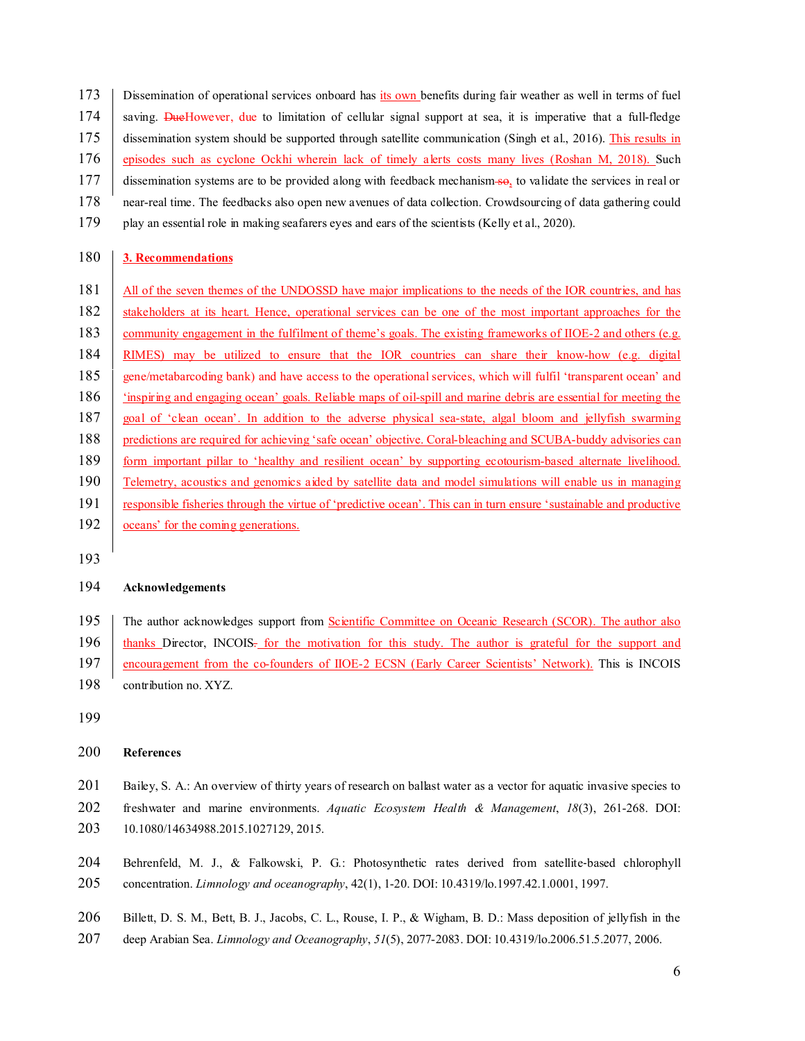Dissemination of operational services onboard has its own benefits during fair weather as well in terms of fuel saving. However, due to limitation of cellular signal support at sea, it is imperative that a full-fledge dissemination system should be supported through satellite communication (Singh et al., 2016). This results in episodes such as cyclone Ockhi wherein lack of timely alerts costs many lives (Roshan M, 2018). Such dissemination systems are to be provided along with feedback mechanism, to validate the services in real or near-real time. The feedbacks also open new avenues of data collection. Crowdsourcing of data gathering could play an essential role in making seafarers eyes and ears of the scientists (Kelly et al., 2020).

## 3. Recommendations

All of the seven themes of the UNDOSSD have major implications to the needs of the IOR countries, and has stakeholders at its heart. Hence, operational services can be one of the most important approaches for the community engagement in the fulfilment of theme's goals. The existing frameworks of IIOE-2 and others (e.g. RIMES) may be utilized to ensure that the IOR countries can share their know-how (e.g. digital gene/metabarcoding bank) and have access to the operational services, which will fulfil 'transparent ocean' and 'inspiring and engaging ocean' goals. Reliable maps of oil-spill and marine debris are essential for meeting the goal of 'clean ocean'. In addition to the adverse physical sea-state, algal bloom and jellyfish swarming predictions are required for achieving 'safe ocean' objective. Coral-bleaching and SCUBA-buddy advisories can form important pillar to 'healthy and resilient ocean' by supporting ecotourism-based alternate livelihood. Telemetry, acoustics and genomics aided by satellite data and model simulations will enable us in managing responsible fisheries through the virtue of 'predictive ocean'. This can in turn ensure 'sustainable and productive oceans' for the coming generations.

## Acknowledgements

The author acknowledges support from Scientific Committee on Oceanic Research (SCOR). The author also thanks Director, INCOIS for the motivation for this study. The author is grateful for the support and encouragement from the co-founders of IIOE-2 ECSN (Early Career Scientists' Network). This is INCOIS contribution no. XYZ.

## References

Bailey, S. A.: An overview of thirty years of research on ballast water as a vector for aquatic invasive species to freshwater and marine environments. *Aquatic Ecosystem Health & Management*, *18*(3), 261-268. DOI: 10.1080/14634988.2015.1027129, 2015.

Behrenfeld, M. J., & Falkowski, P. G.: Photosynthetic rates derived from satellite-based chlorophyll concentration. *Limnology and oceanography*, 42(1), 1-20. DOI: 10.4319/lo.1997.42.1.0001, 1997.

Billett, D. S. M., Bett, B. J., Jacobs, C. L., Rouse, I. P., & Wigham, B. D.: Mass deposition of jellyfish in the deep Arabian Sea. *Limnology and Oceanography*, *51*(5), 2077-2083. DOI: 10.4319/lo.2006.51.5.2077, 2006.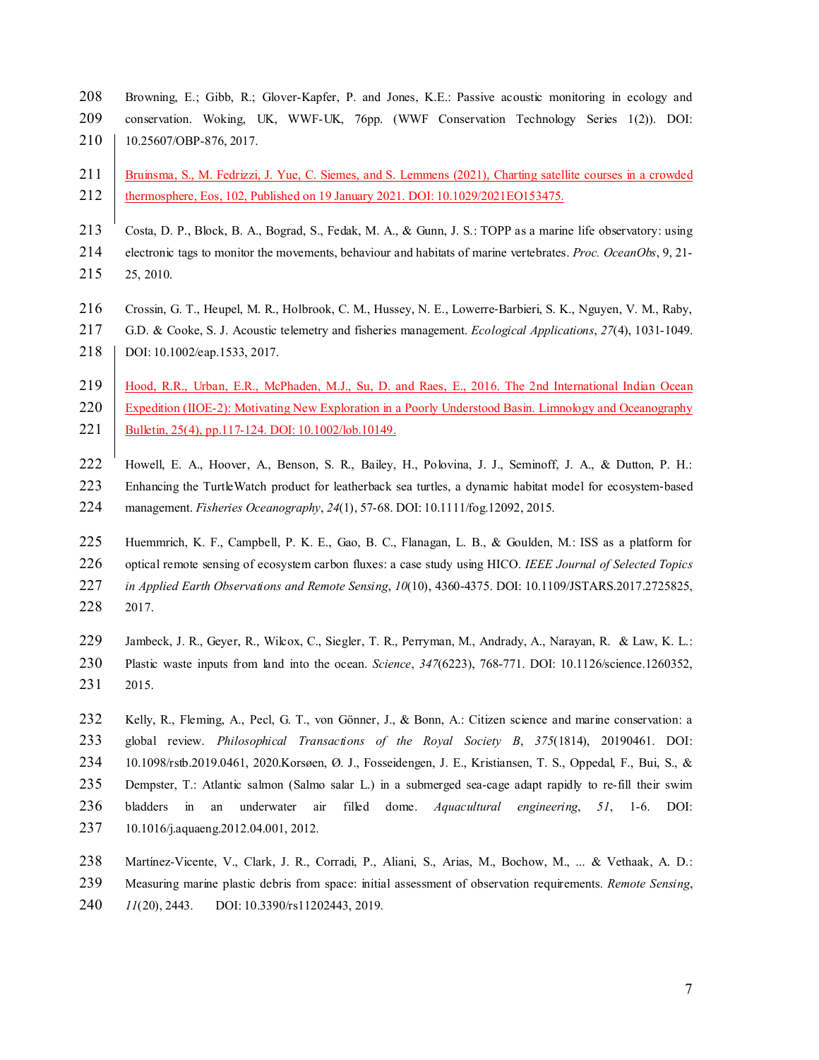Browning, E.; Gibb, R.; Glover-Kapfer, P. and Jones, K.E.: Passive acoustic monitoring in ecology and conservation. Woking, UK, WWF-UK, 76pp. (WWF Conservation Technology Series 1(2)). DOI: 10.25607/OBP-876, 2017.

Bruinsma, S., M. Fedrizzi, J. Yue, C. Siemes, and S. Lemmens (2021), Charting satellite courses in a crowded thermosphere, Eos, 102, Published on 19 January 2021. DOI: 10.1029/2021EO153475.

Costa, D. P., Block, B. A., Bograd, S., Fedak, M. A., & Gunn, J. S.: TOPP as a marine life observatory: using electronic tags to monitor the movements, behaviour and habitats of marine vertebrates. *Proc. OceanObs*, 9, 21-25, 2010.

Crossin, G. T., Heupel, M. R., Holbrook, C. M., Hussey, N. E., Lowerre-Barbieri, S. K., Nguyen, V. M., Raby, G.D. & Cooke, S. J. Acoustic telemetry and fisheries management. *Ecological Applications*, *27*(4), 1031-1049. DOI: 10.1002/eap.1533, 2017.

Hood, R.R., Urban, E.R., McPhaden, M.J., Su, D. and Raes, E., 2016. The 2nd International Indian Ocean Expedition (IIOE-2): Motivating New Exploration in a Poorly Understood Basin. Limnology and Oceanography Bulletin, 25(4), pp.117-124. DOI: 10.1002/lob.10149.

Howell, E. A., Hoover, A., Benson, S. R., Bailey, H., Polovina, J. J., Seminoff, J. A., & Dutton, P. H.: Enhancing the TurtleWatch product for leatherback sea turtles, a dynamic habitat model for ecosystem-based management. *Fisheries Oceanography*, *24*(1), 57-68. DOI: 10.1111/fog.12092, 2015.

Huemmrich, K. F., Campbell, P. K. E., Gao, B. C., Flanagan, L. B., & Goulden, M.: ISS as a platform for optical remote sensing of ecosystem carbon fluxes: a case study using HICO. *IEEE Journal of Selected Topics in Applied Earth Observations and Remote Sensing*, *10*(10), 4360-4375. DOI: 10.1109/JSTARS.2017.2725825, 2017.

Jambeck, J. R., Geyer, R., Wilcox, C., Siegler, T. R., Perryman, M., Andrady, A., Narayan, R. & Law, K. L.: Plastic waste inputs from land into the ocean. *Science*, *347*(6223), 768-771. DOI: 10.1126/science.1260352, 2015.

Kelly, R., Fleming, A., Pecl, G. T., von Gönner, J., & Bonn, A.: Citizen science and marine conservation: a global review. *Philosophical Transactions of the Royal Society B*, *375*(1814), 20190461. DOI: 10.1098/rstb.2019.0461, 2020.Korsøen, Ø. J., Fosseidengen, J. E., Kristiansen, T. S., Oppedal, F., Bui, S., & Dempster, T.: Atlantic salmon (Salmo salar L.) in a submerged sea-cage adapt rapidly to re-fill their swim bladders in an underwater air filled dome. *Aquacultural engineering*, *51*, 1-6. DOI: 10.1016/j.aquaeng.2012.04.001, 2012.

Martínez-Vicente, V., Clark, J. R., Corradi, P., Aliani, S., Arias, M., Bochow, M., ... & Vethaak, A. D.: Measuring marine plastic debris from space: initial assessment of observation requirements. *Remote Sensing*, *11*(20), 2443. DOI: 10.3390/rs11202443, 2019.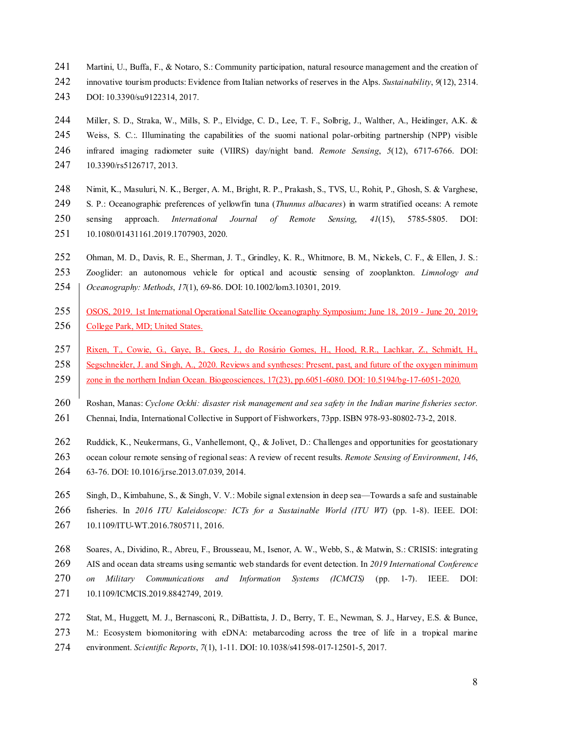Martini, U., Buffa, F., & Notaro, S.: Community participation, natural resource management and the creation of innovative tourism products: Evidence from Italian networks of reserves in the Alps. *Sustainability*, *9*(12), 2314. DOI: 10.3390/su9122314, 2017.

Miller, S. D., Straka, W., Mills, S. P., Elvidge, C. D., Lee, T. F., Solbrig, J., Walther, A., Heidinger, A.K. & Weiss, S. C.:. Illuminating the capabilities of the suomi national polar-orbiting partnership (NPP) visible infrared imaging radiometer suite (VIIRS) day/night band. *Remote Sensing*, *5*(12), 6717-6766. DOI: 10.3390/rs5126717, 2013.

Nimit, K., Masuluri, N. K., Berger, A. M., Bright, R. P., Prakash, S., TVS, U., Rohit, P., Ghosh, S. & Varghese, S. P.: Oceanographic preferences of yellowfin tuna (*Thunnus albacares*) in warm stratified oceans: A remote sensing approach. *International Journal of Remote Sensing*, *41*(15), 5785-5805. DOI: 10.1080/01431161.2019.1707903, 2020.

Ohman, M. D., Davis, R. E., Sherman, J. T., Grindley, K. R., Whitmore, B. M., Nickels, C. F., & Ellen, J. S.: Zooglider: an autonomous vehicle for optical and acoustic sensing of zooplankton. *Limnology and Oceanography: Methods*, *17*(1), 69-86. DOI: 10.1002/lom3.10301, 2019.

OSOS, 2019. 1st International Operational Satellite Oceanography Symposium; June 18, 2019 - June 20, 2019; College Park, MD; United States.

Rixen, T., Cowie, G., Gaye, B., Goes, J., do Rosário Gomes, H., Hood, R.R., Lachkar, Z., Schmidt, H., Segschneider, J. and Singh, A., 2020. Reviews and syntheses: Present, past, and future of the oxygen minimum zone in the northern Indian Ocean. Biogeosciences, 17(23), pp.6051-6080. DOI: 10.5194/bg-17-6051-2020.

Roshan, Manas: *Cyclone Ockhi: disaster risk management and sea safety in the Indian marine fisheries sector.* Chennai, India, International Collective in Support of Fishworkers, 73pp. ISBN 978-93-80802-73-2, 2018.

Ruddick, K., Neukermans, G., Vanhellemont, Q., & Jolivet, D.: Challenges and opportunities for geostationary ocean colour remote sensing of regional seas: A review of recent results. *Remote Sensing of Environment*, *146*, 63-76. DOI: 10.1016/j.rse.2013.07.039, 2014.

Singh, D., Kimbahune, S., & Singh, V. V.: Mobile signal extension in deep sea—Towards a safe and sustainable fisheries. In *2016 ITU Kaleidoscope: ICTs for a Sustainable World (ITU WT)* (pp. 1-8). IEEE. DOI: 10.1109/ITU-WT.2016.7805711, 2016.

Soares, A., Dividino, R., Abreu, F., Brousseau, M., Isenor, A. W., Webb, S., & Matwin, S.: CRISIS: integrating AIS and ocean data streams using semantic web standards for event detection. In *2019 International Conference on Military Communications and Information Systems (ICMCIS)* (pp. 1-7). IEEE. DOI: 10.1109/ICMCIS.2019.8842749, 2019.

Stat, M., Huggett, M. J., Bernasconi, R., DiBattista, J. D., Berry, T. E., Newman, S. J., Harvey, E.S. & Bunce, M.: Ecosystem biomonitoring with eDNA: metabarcoding across the tree of life in a tropical marine environment. *Scientific Reports*, *7*(1), 1-11. DOI: 10.1038/s41598-017-12501-5, 2017.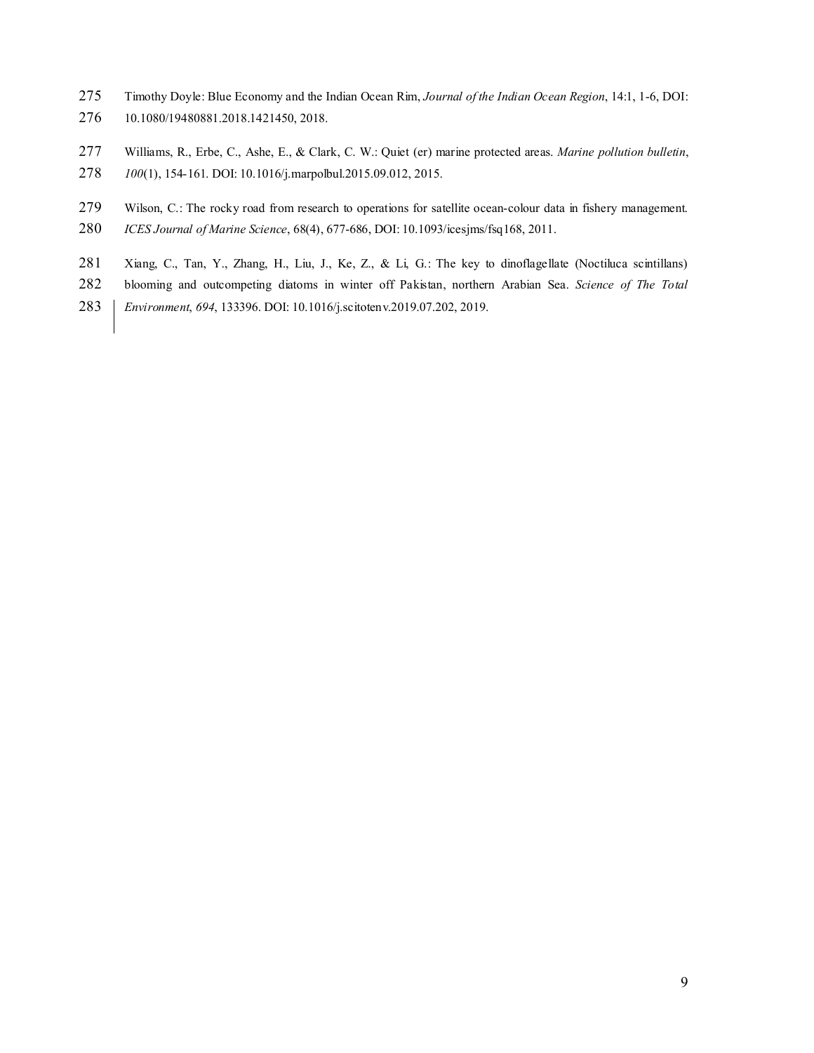Timothy Doyle: Blue Economy and the Indian Ocean Rim, *Journal of the Indian Ocean Region*, 14:1, 1-6, DOI: 10.1080/19480881.2018.1421450, 2018.

Williams, R., Erbe, C., Ashe, E., & Clark, C. W.: Quiet (er) marine protected areas. *Marine pollution bulletin*, *100*(1), 154-161. DOI: 10.1016/j.marpolbul.2015.09.012, 2015.

Wilson, C.: The rocky road from research to operations for satellite ocean-colour data in fishery management. *ICES Journal of Marine Science*, 68(4), 677-686, DOI: 10.1093/icesjms/fsq168, 2011.

Xiang, C., Tan, Y., Zhang, H., Liu, J., Ke, Z., & Li, G.: The key to dinoflagellate (Noctiluca scintillans) blooming and outcompeting diatoms in winter off Pakistan, northern Arabian Sea. *Science of The Total Environment*, *694*, 133396. DOI: 10.1016/j.scitotenv.2019.07.202, 2019.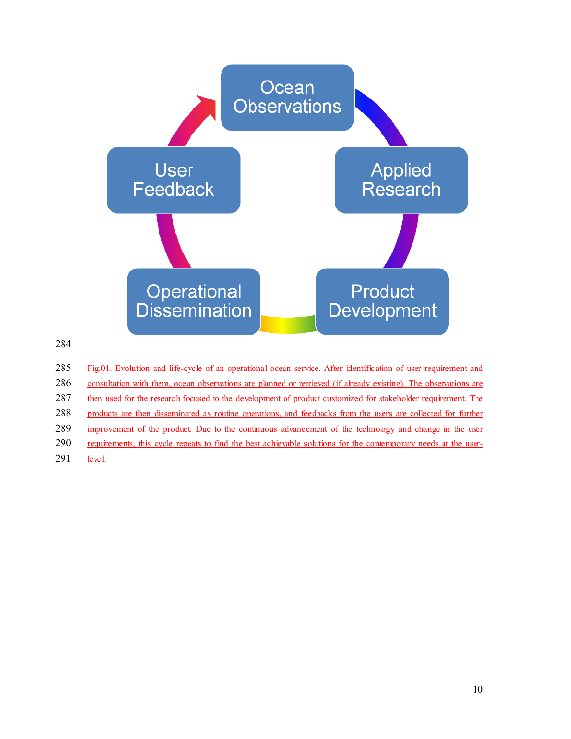Ocean Observations

Applied Research

Product Development

Operational Dissemination

User Feedback

Fig.01. Evolution and life-cycle of an operational ocean service. After identification of user requirement and consultation with them, ocean observations are planned or retrieved (if already existing). The observations are then used for the research focused to the development of product customized for stakeholder requirement. The products are then disseminated as routine operations, and feedbacks from the users are collected for further improvement of the product. Due to the continuous advancement of the technology and change in the user requirements, this cycle repeats to find the best achievable solutions for the contemporary needs at the user-level.